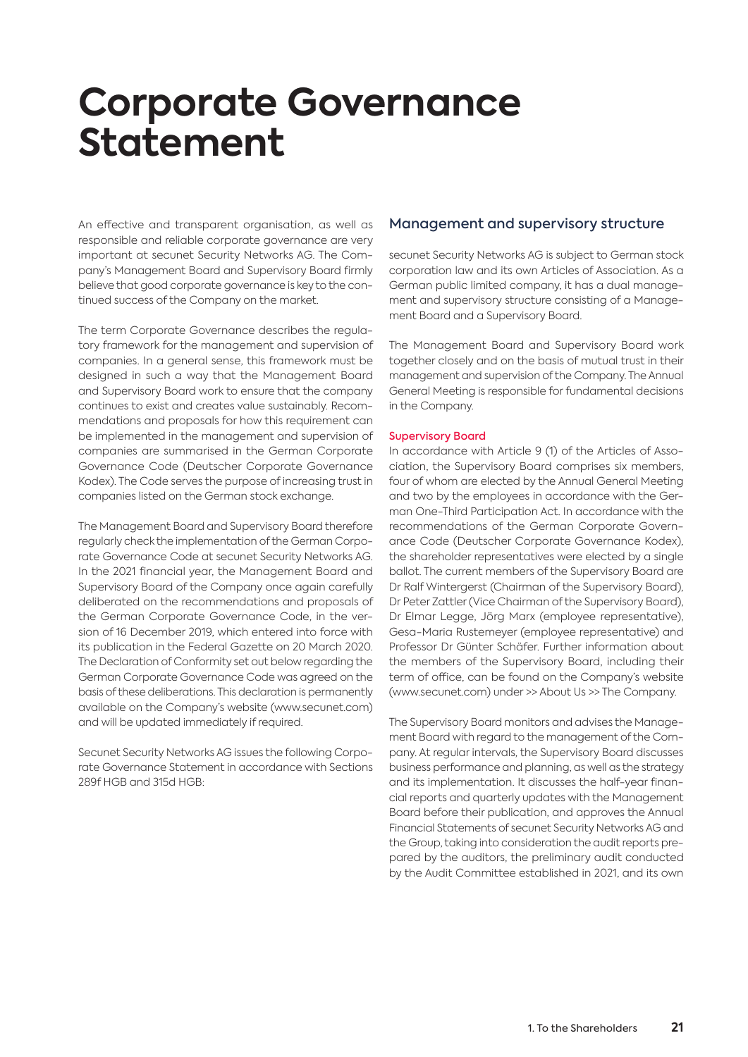# Corporate Governance Statement

An effective and transparent organisation, as well as responsible and reliable corporate governance are very important at secunet Security Networks AG. The Company's Management Board and Supervisory Board firmly believe that good corporate governance is key to the continued success of the Company on the market.

The term Corporate Governance describes the regulatory framework for the management and supervision of companies. In a general sense, this framework must be designed in such a way that the Management Board and Supervisory Board work to ensure that the company continues to exist and creates value sustainably. Recommendations and proposals for how this requirement can be implemented in the management and supervision of companies are summarised in the German Corporate Governance Code (Deutscher Corporate Governance Kodex). The Code serves the purpose of increasing trust in companies listed on the German stock exchange.

The Management Board and Supervisory Board therefore regularly check the implementation of the German Corporate Governance Code at secunet Security Networks AG. In the 2021 financial year, the Management Board and Supervisory Board of the Company once again carefully deliberated on the recommendations and proposals of the German Corporate Governance Code, in the version of 16 December 2019, which entered into force with its publication in the Federal Gazette on 20 March 2020. The Declaration of Conformity set out below regarding the German Corporate Governance Code was agreed on the basis of these deliberations. This declaration is permanently available on the Company's website (www.secunet.com) and will be updated immediately if required.

Secunet Security Networks AG issues the following Corporate Governance Statement in accordance with Sections 289f HGB and 315d HGB:

## Management and supervisory structure

secunet Security Networks AG is subject to German stock corporation law and its own Articles of Association. As a German public limited company, it has a dual management and supervisory structure consisting of a Management Board and a Supervisory Board.

The Management Board and Supervisory Board work together closely and on the basis of mutual trust in their management and supervision of the Company. The Annual General Meeting is responsible for fundamental decisions in the Company.

### Supervisory Board

In accordance with Article 9 (1) of the Articles of Association, the Supervisory Board comprises six members, four of whom are elected by the Annual General Meeting and two by the employees in accordance with the German One-Third Participation Act. In accordance with the recommendations of the German Corporate Governance Code (Deutscher Corporate Governance Kodex), the shareholder representatives were elected by a single ballot. The current members of the Supervisory Board are Dr Ralf Wintergerst (Chairman of the Supervisory Board), Dr Peter Zattler (Vice Chairman of the Supervisory Board), Dr Elmar Legge, Jörg Marx (employee representative), Gesa-Maria Rustemeyer (employee representative) and Professor Dr Günter Schäfer. Further information about the members of the Supervisory Board, including their term of office, can be found on the Company's website (www.secunet.com) under >> About Us >> The Company.

The Supervisory Board monitors and advises the Management Board with regard to the management of the Company. At regular intervals, the Supervisory Board discusses business performance and planning, as well as the strategy and its implementation. It discusses the half-year financial reports and quarterly updates with the Management Board before their publication, and approves the Annual Financial Statements of secunet Security Networks AG and the Group, taking into consideration the audit reports prepared by the auditors, the preliminary audit conducted by the Audit Committee established in 2021, and its own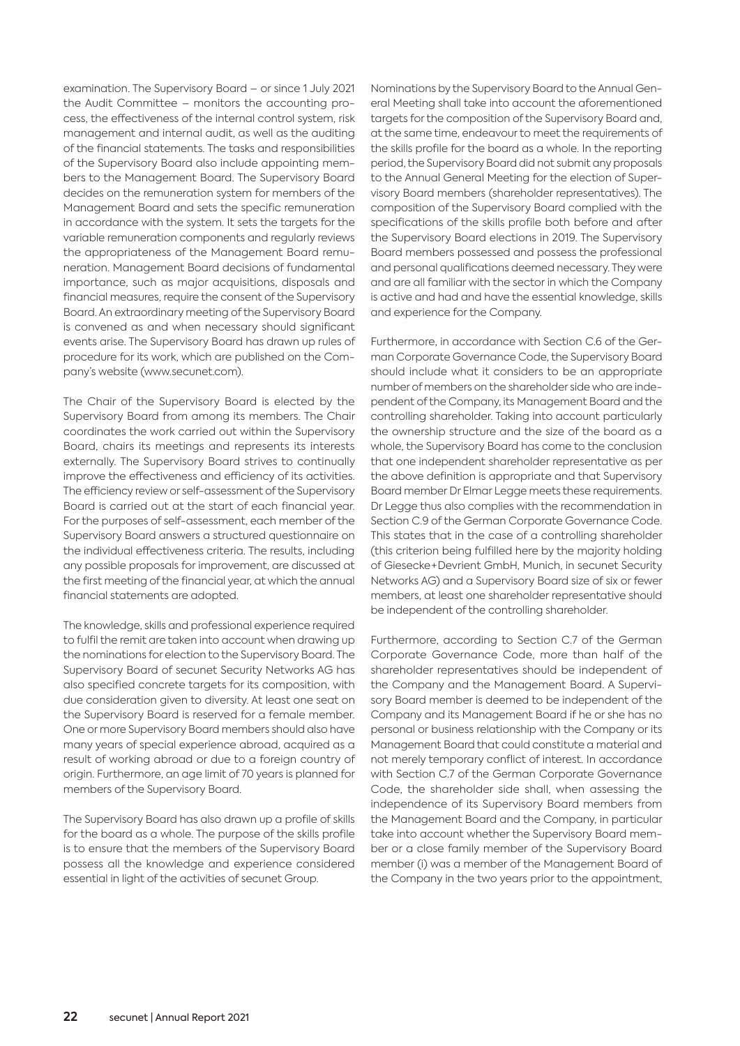examination. The Supervisory Board – or since 1 July 2021 the Audit Committee – monitors the accounting process, the effectiveness of the internal control system, risk management and internal audit, as well as the auditing of the financial statements. The tasks and responsibilities of the Supervisory Board also include appointing members to the Management Board. The Supervisory Board decides on the remuneration system for members of the Management Board and sets the specific remuneration in accordance with the system. It sets the targets for the variable remuneration components and regularly reviews the appropriateness of the Management Board remuneration. Management Board decisions of fundamental importance, such as major acquisitions, disposals and financial measures, require the consent of the Supervisory Board. An extraordinary meeting of the Supervisory Board is convened as and when necessary should significant events arise. The Supervisory Board has drawn up rules of procedure for its work, which are published on the Company's website (www.secunet.com).

The Chair of the Supervisory Board is elected by the Supervisory Board from among its members. The Chair coordinates the work carried out within the Supervisory Board, chairs its meetings and represents its interests externally. The Supervisory Board strives to continually improve the effectiveness and efficiency of its activities. The efficiency review or self-assessment of the Supervisory Board is carried out at the start of each financial year. For the purposes of self-assessment, each member of the Supervisory Board answers a structured questionnaire on the individual effectiveness criteria. The results, including any possible proposals for improvement, are discussed at the first meeting of the financial year, at which the annual financial statements are adopted.

The knowledge, skills and professional experience required to fulfil the remit are taken into account when drawing up the nominations for election to the Supervisory Board. The Supervisory Board of secunet Security Networks AG has also specified concrete targets for its composition, with due consideration given to diversity. At least one seat on the Supervisory Board is reserved for a female member. One or more Supervisory Board members should also have many years of special experience abroad, acquired as a result of working abroad or due to a foreign country of origin. Furthermore, an age limit of 70 years is planned for members of the Supervisory Board.

The Supervisory Board has also drawn up a profile of skills for the board as a whole. The purpose of the skills profile is to ensure that the members of the Supervisory Board possess all the knowledge and experience considered essential in light of the activities of secunet Group.

Nominations by the Supervisory Board to the Annual General Meeting shall take into account the aforementioned targets for the composition of the Supervisory Board and, at the same time, endeavour to meet the requirements of the skills profile for the board as a whole. In the reporting period, the Supervisory Board did not submit any proposals to the Annual General Meeting for the election of Supervisory Board members (shareholder representatives). The composition of the Supervisory Board complied with the specifications of the skills profile both before and after the Supervisory Board elections in 2019. The Supervisory Board members possessed and possess the professional and personal qualifications deemed necessary. They were and are all familiar with the sector in which the Company is active and had and have the essential knowledge, skills and experience for the Company.

Furthermore, in accordance with Section C.6 of the German Corporate Governance Code, the Supervisory Board should include what it considers to be an appropriate number of members on the shareholder side who are independent of the Company, its Management Board and the controlling shareholder. Taking into account particularly the ownership structure and the size of the board as a whole, the Supervisory Board has come to the conclusion that one independent shareholder representative as per the above definition is appropriate and that Supervisory Board member Dr Elmar Legge meets these requirements. Dr Legge thus also complies with the recommendation in Section C.9 of the German Corporate Governance Code. This states that in the case of a controlling shareholder (this criterion being fulfilled here by the majority holding of Giesecke+Devrient GmbH, Munich, in secunet Security Networks AG) and a Supervisory Board size of six or fewer members, at least one shareholder representative should be independent of the controlling shareholder.

Furthermore, according to Section C.7 of the German Corporate Governance Code, more than half of the shareholder representatives should be independent of the Company and the Management Board. A Supervisory Board member is deemed to be independent of the Company and its Management Board if he or she has no personal or business relationship with the Company or its Management Board that could constitute a material and not merely temporary conflict of interest. In accordance with Section C.7 of the German Corporate Governance Code, the shareholder side shall, when assessing the independence of its Supervisory Board members from the Management Board and the Company, in particular take into account whether the Supervisory Board member or a close family member of the Supervisory Board member (i) was a member of the Management Board of the Company in the two years prior to the appointment,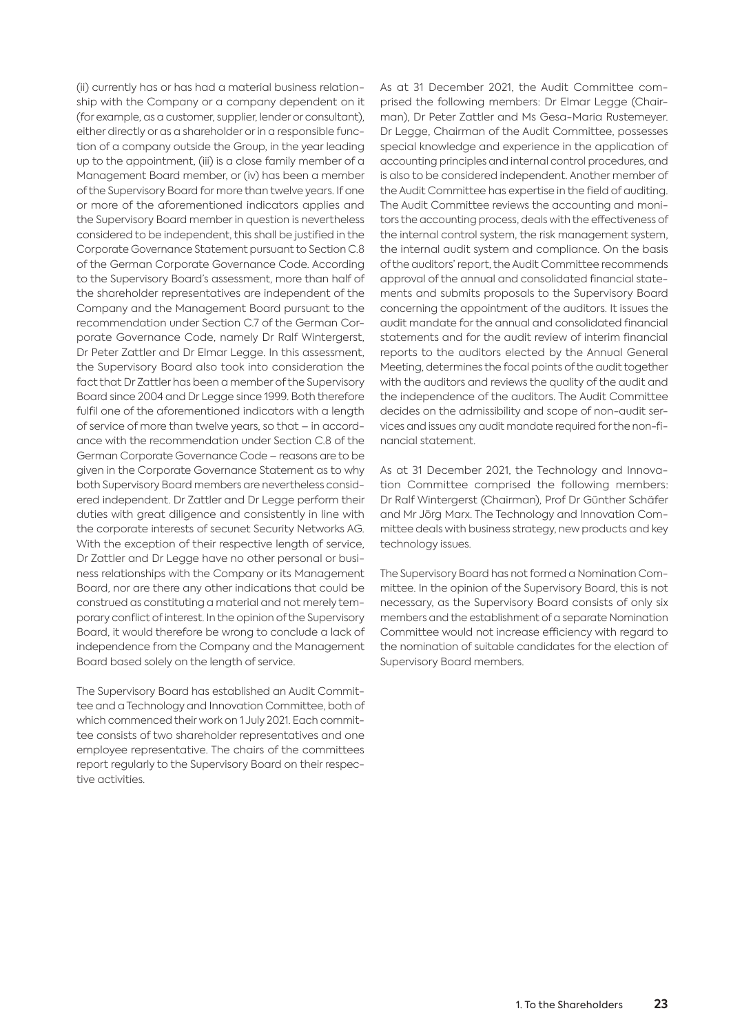(ii) currently has or has had a material business relationship with the Company or a company dependent on it (for example, as a customer, supplier, lender or consultant), either directly or as a shareholder or in a responsible function of a company outside the Group, in the year leading up to the appointment, (iii) is a close family member of a Management Board member, or (iv) has been a member of the Supervisory Board for more than twelve years. If one or more of the aforementioned indicators applies and the Supervisory Board member in question is nevertheless considered to be independent, this shall be justified in the Corporate Governance Statement pursuant to Section C.8 of the German Corporate Governance Code. According to the Supervisory Board's assessment, more than half of the shareholder representatives are independent of the Company and the Management Board pursuant to the recommendation under Section C.7 of the German Corporate Governance Code, namely Dr Ralf Wintergerst, Dr Peter Zattler and Dr Elmar Legge. In this assessment, the Supervisory Board also took into consideration the fact that Dr Zattler has been a member of the Supervisory Board since 2004 and Dr Legge since 1999. Both therefore fulfil one of the aforementioned indicators with a length of service of more than twelve years, so that – in accordance with the recommendation under Section C.8 of the German Corporate Governance Code – reasons are to be given in the Corporate Governance Statement as to why both Supervisory Board members are nevertheless considered independent. Dr Zattler and Dr Legge perform their duties with great diligence and consistently in line with the corporate interests of secunet Security Networks AG. With the exception of their respective length of service, Dr Zattler and Dr Legge have no other personal or business relationships with the Company or its Management Board, nor are there any other indications that could be construed as constituting a material and not merely temporary conflict of interest. In the opinion of the Supervisory Board, it would therefore be wrong to conclude a lack of independence from the Company and the Management Board based solely on the length of service.

The Supervisory Board has established an Audit Committee and a Technology and Innovation Committee, both of which commenced their work on 1 July 2021. Each committee consists of two shareholder representatives and one employee representative. The chairs of the committees report regularly to the Supervisory Board on their respective activities.

As at 31 December 2021, the Audit Committee comprised the following members: Dr Elmar Legge (Chairman), Dr Peter Zattler and Ms Gesa-Maria Rustemeyer. Dr Legge, Chairman of the Audit Committee, possesses special knowledge and experience in the application of accounting principles and internal control procedures, and is also to be considered independent. Another member of the Audit Committee has expertise in the field of auditing. The Audit Committee reviews the accounting and monitors the accounting process, deals with the effectiveness of the internal control system, the risk management system, the internal audit system and compliance. On the basis of the auditors' report, the Audit Committee recommends approval of the annual and consolidated financial statements and submits proposals to the Supervisory Board concerning the appointment of the auditors. It issues the audit mandate for the annual and consolidated financial statements and for the audit review of interim financial reports to the auditors elected by the Annual General Meeting, determines the focal points of the audit together with the auditors and reviews the quality of the audit and the independence of the auditors. The Audit Committee decides on the admissibility and scope of non-audit services and issues any audit mandate required for the non-financial statement.

As at 31 December 2021, the Technology and Innovation Committee comprised the following members: Dr Ralf Wintergerst (Chairman), Prof Dr Günther Schäfer and Mr Jörg Marx. The Technology and Innovation Committee deals with business strategy, new products and key technology issues.

The Supervisory Board has not formed a Nomination Committee. In the opinion of the Supervisory Board, this is not necessary, as the Supervisory Board consists of only six members and the establishment of a separate Nomination Committee would not increase efficiency with regard to the nomination of suitable candidates for the election of Supervisory Board members.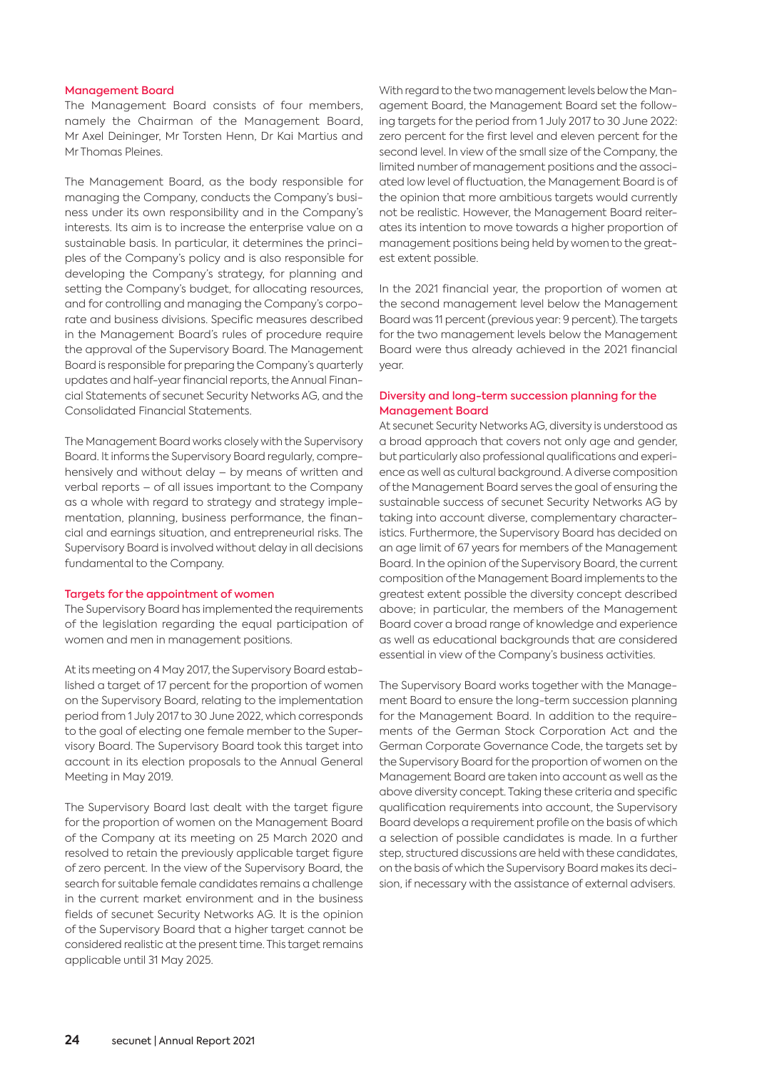### Management Board

The Management Board consists of four members, namely the Chairman of the Management Board, Mr Axel Deininger, Mr Torsten Henn, Dr Kai Martius and Mr Thomas Pleines.

The Management Board, as the body responsible for managing the Company, conducts the Company's business under its own responsibility and in the Company's interests. Its aim is to increase the enterprise value on a sustainable basis. In particular, it determines the principles of the Company's policy and is also responsible for developing the Company's strategy, for planning and setting the Company's budget, for allocating resources, and for controlling and managing the Company's corporate and business divisions. Specific measures described in the Management Board's rules of procedure require the approval of the Supervisory Board. The Management Board is responsible for preparing the Company's quarterly updates and half-year financial reports, the Annual Financial Statements of secunet Security Networks AG, and the Consolidated Financial Statements.

The Management Board works closely with the Supervisory Board. It informs the Supervisory Board regularly, comprehensively and without delay – by means of written and verbal reports – of all issues important to the Company as a whole with regard to strategy and strategy implementation, planning, business performance, the financial and earnings situation, and entrepreneurial risks. The Supervisory Board is involved without delay in all decisions fundamental to the Company.

### Targets for the appointment of women

The Supervisory Board has implemented the requirements of the legislation regarding the equal participation of women and men in management positions.

At its meeting on 4 May 2017, the Supervisory Board established a target of 17 percent for the proportion of women on the Supervisory Board, relating to the implementation period from 1 July 2017 to 30 June 2022, which corresponds to the goal of electing one female member to the Supervisory Board. The Supervisory Board took this target into account in its election proposals to the Annual General Meeting in May 2019.

The Supervisory Board last dealt with the target figure for the proportion of women on the Management Board of the Company at its meeting on 25 March 2020 and resolved to retain the previously applicable target figure of zero percent. In the view of the Supervisory Board, the search for suitable female candidates remains a challenge in the current market environment and in the business fields of secunet Security Networks AG. It is the opinion of the Supervisory Board that a higher target cannot be considered realistic at the present time. This target remains applicable until 31 May 2025.

With regard to the two management levels below the Management Board, the Management Board set the following targets for the period from 1 July 2017 to 30 June 2022: zero percent for the first level and eleven percent for the second level. In view of the small size of the Company, the limited number of management positions and the associated low level of fluctuation, the Management Board is of the opinion that more ambitious targets would currently not be realistic. However, the Management Board reiterates its intention to move towards a higher proportion of management positions being held by women to the greatest extent possible.

In the 2021 financial year, the proportion of women at the second management level below the Management Board was 11 percent (previous year: 9 percent). The targets for the two management levels below the Management Board were thus already achieved in the 2021 financial year.

### Diversity and long-term succession planning for the Management Board

At secunet Security Networks AG, diversity is understood as a broad approach that covers not only age and gender, but particularly also professional qualifications and experience as well as cultural background. A diverse composition of the Management Board serves the goal of ensuring the sustainable success of secunet Security Networks AG by taking into account diverse, complementary characteristics. Furthermore, the Supervisory Board has decided on an age limit of 67 years for members of the Management Board. In the opinion of the Supervisory Board, the current composition of the Management Board implements to the greatest extent possible the diversity concept described above; in particular, the members of the Management Board cover a broad range of knowledge and experience as well as educational backgrounds that are considered essential in view of the Company's business activities.

The Supervisory Board works together with the Management Board to ensure the long-term succession planning for the Management Board. In addition to the requirements of the German Stock Corporation Act and the German Corporate Governance Code, the targets set by the Supervisory Board for the proportion of women on the Management Board are taken into account as well as the above diversity concept. Taking these criteria and specific qualification requirements into account, the Supervisory Board develops a requirement profile on the basis of which a selection of possible candidates is made. In a further step, structured discussions are held with these candidates, on the basis of which the Supervisory Board makes its decision, if necessary with the assistance of external advisers.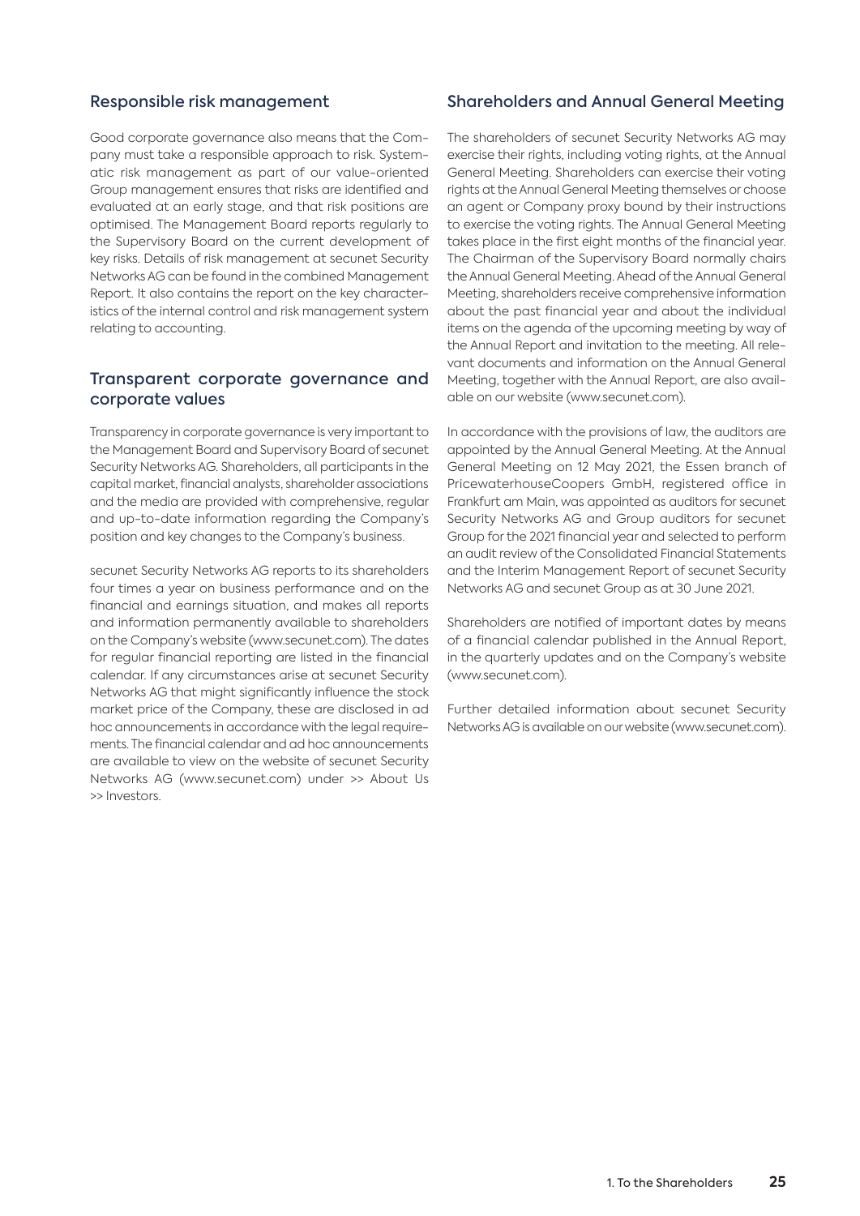## Responsible risk management

Good corporate governance also means that the Company must take a responsible approach to risk. Systematic risk management as part of our value-oriented Group management ensures that risks are identified and evaluated at an early stage, and that risk positions are optimised. The Management Board reports regularly to the Supervisory Board on the current development of key risks. Details of risk management at secunet Security Networks AG can be found in the combined Management Report. It also contains the report on the key characteristics of the internal control and risk management system relating to accounting.

## Transparent corporate governance and corporate values

Transparency in corporate governance is very important to the Management Board and Supervisory Board of secunet Security Networks AG. Shareholders, all participants in the capital market, financial analysts, shareholder associations and the media are provided with comprehensive, regular and up-to-date information regarding the Company's position and key changes to the Company's business.

secunet Security Networks AG reports to its shareholders four times a year on business performance and on the financial and earnings situation, and makes all reports and information permanently available to shareholders on the Company's website (www.secunet.com). The dates for regular financial reporting are listed in the financial calendar. If any circumstances arise at secunet Security Networks AG that might significantly influence the stock market price of the Company, these are disclosed in ad hoc announcements in accordance with the legal requirements. The financial calendar and ad hoc announcements are available to view on the website of secunet Security Networks AG (www.secunet.com) under >> About Us >> Investors.

## Shareholders and Annual General Meeting

The shareholders of secunet Security Networks AG may exercise their rights, including voting rights, at the Annual General Meeting. Shareholders can exercise their voting rights at the Annual General Meeting themselves or choose an agent or Company proxy bound by their instructions to exercise the voting rights. The Annual General Meeting takes place in the first eight months of the financial year. The Chairman of the Supervisory Board normally chairs the Annual General Meeting. Ahead of the Annual General Meeting, shareholders receive comprehensive information about the past financial year and about the individual items on the agenda of the upcoming meeting by way of the Annual Report and invitation to the meeting. All relevant documents and information on the Annual General Meeting, together with the Annual Report, are also available on our website (www.secunet.com).

In accordance with the provisions of law, the auditors are appointed by the Annual General Meeting. At the Annual General Meeting on 12 May 2021, the Essen branch of PricewaterhouseCoopers GmbH, registered office in Frankfurt am Main, was appointed as auditors for secunet Security Networks AG and Group auditors for secunet Group for the 2021 financial year and selected to perform an audit review of the Consolidated Financial Statements and the Interim Management Report of secunet Security Networks AG and secunet Group as at 30 June 2021.

Shareholders are notified of important dates by means of a financial calendar published in the Annual Report, in the quarterly updates and on the Company's website (www.secunet.com).

Further detailed information about secunet Security Networks AG is available on our website (www.secunet.com).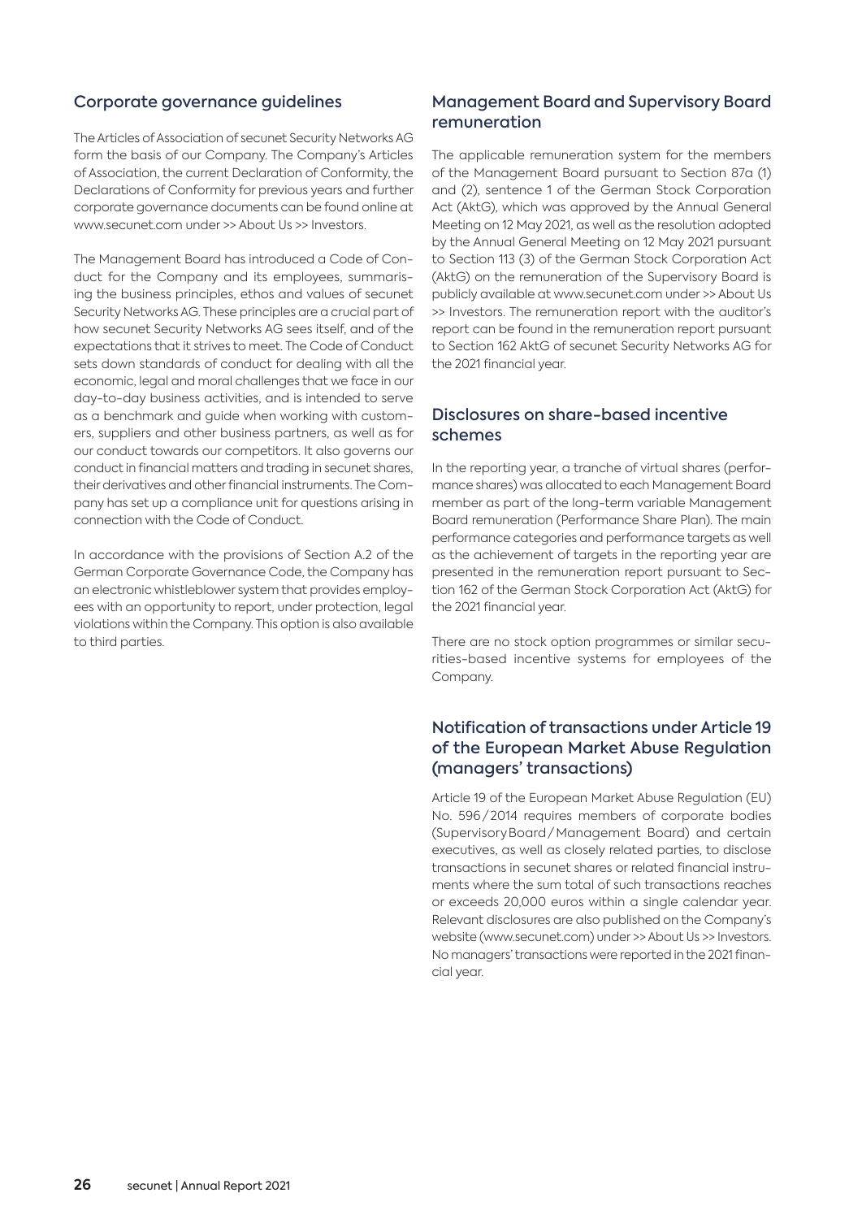## Corporate governance guidelines

The Articles of Association of secunet Security Networks AG form the basis of our Company. The Company's Articles of Association, the current Declaration of Conformity, the Declarations of Conformity for previous years and further corporate governance documents can be found online at www.secunet.com under >> About Us >> Investors.

The Management Board has introduced a Code of Conduct for the Company and its employees, summarising the business principles, ethos and values of secunet Security Networks AG. These principles are a crucial part of how secunet Security Networks AG sees itself, and of the expectations that it strives to meet. The Code of Conduct sets down standards of conduct for dealing with all the economic, legal and moral challenges that we face in our day-to-day business activities, and is intended to serve as a benchmark and guide when working with customers, suppliers and other business partners, as well as for our conduct towards our competitors. It also governs our conduct in financial matters and trading in secunet shares, their derivatives and other financial instruments. The Company has set up a compliance unit for questions arising in connection with the Code of Conduct.

In accordance with the provisions of Section A.2 of the German Corporate Governance Code, the Company has an electronic whistleblower system that provides employees with an opportunity to report, under protection, legal violations within the Company. This option is also available to third parties.

## Management Board and Supervisory Board remuneration

The applicable remuneration system for the members of the Management Board pursuant to Section 87a (1) and (2), sentence 1 of the German Stock Corporation Act (AktG), which was approved by the Annual General Meeting on 12 May 2021, as well as the resolution adopted by the Annual General Meeting on 12 May 2021 pursuant to Section 113 (3) of the German Stock Corporation Act (AktG) on the remuneration of the Supervisory Board is publicly available at www.secunet.com under >> About Us >> Investors. The remuneration report with the auditor's report can be found in the remuneration report pursuant to Section 162 AktG of secunet Security Networks AG for the 2021 financial year.

## Disclosures on share-based incentive schemes

In the reporting year, a tranche of virtual shares (performance shares) was allocated to each Management Board member as part of the long-term variable Management Board remuneration (Performance Share Plan). The main performance categories and performance targets as well as the achievement of targets in the reporting year are presented in the remuneration report pursuant to Section 162 of the German Stock Corporation Act (AktG) for the 2021 financial year.

There are no stock option programmes or similar securities-based incentive systems for employees of the Company.

## Notification of transactions under Article 19 of the European Market Abuse Regulation (managers' transactions)

Article 19 of the European Market Abuse Regulation (EU) No. 596/2014 requires members of corporate bodies (Supervisory Board/Management Board) and certain executives, as well as closely related parties, to disclose transactions in secunet shares or related financial instruments where the sum total of such transactions reaches or exceeds 20,000 euros within a single calendar year. Relevant disclosures are also published on the Company's website (www.secunet.com) under >> About Us >> Investors. No managers' transactions were reported in the 2021 financial year.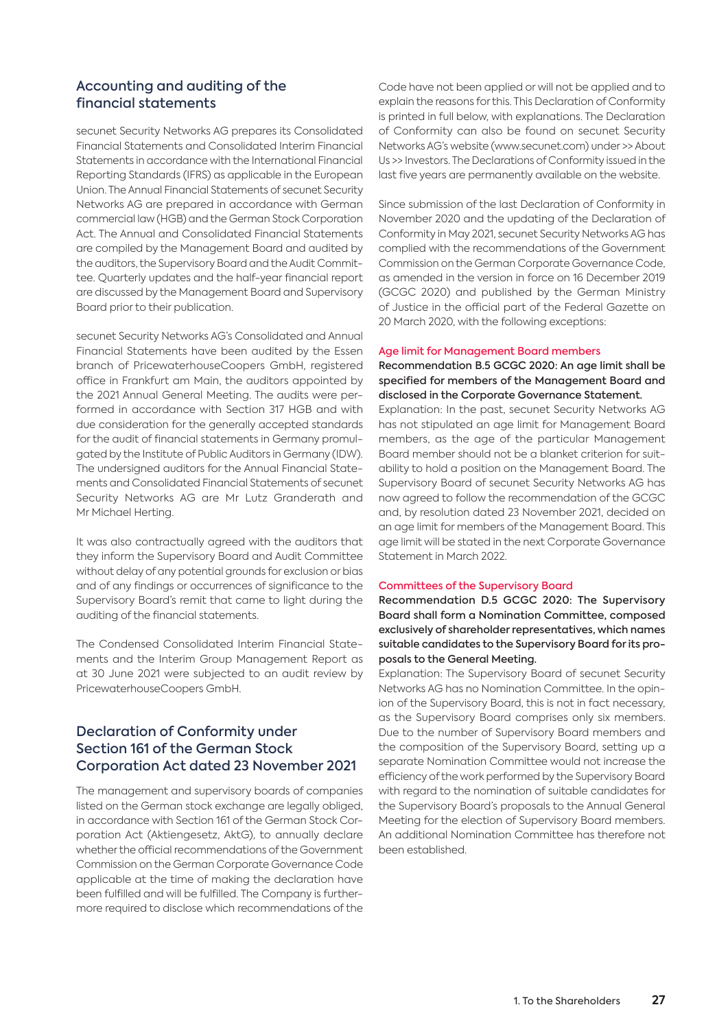## Accounting and auditing of the financial statements

secunet Security Networks AG prepares its Consolidated Financial Statements and Consolidated Interim Financial Statements in accordance with the International Financial Reporting Standards (IFRS) as applicable in the European Union. The Annual Financial Statements of secunet Security Networks AG are prepared in accordance with German commercial law (HGB) and the German Stock Corporation Act. The Annual and Consolidated Financial Statements are compiled by the Management Board and audited by the auditors, the Supervisory Board and the Audit Committee. Quarterly updates and the half-year financial report are discussed by the Management Board and Supervisory Board prior to their publication.

secunet Security Networks AG's Consolidated and Annual Financial Statements have been audited by the Essen branch of PricewaterhouseCoopers GmbH, registered office in Frankfurt am Main, the auditors appointed by the 2021 Annual General Meeting. The audits were performed in accordance with Section 317 HGB and with due consideration for the generally accepted standards for the audit of financial statements in Germany promulgated by the Institute of Public Auditors in Germany (IDW). The undersigned auditors for the Annual Financial Statements and Consolidated Financial Statements of secunet Security Networks AG are Mr Lutz Granderath and Mr Michael Herting.

It was also contractually agreed with the auditors that they inform the Supervisory Board and Audit Committee without delay of any potential grounds for exclusion or bias and of any findings or occurrences of significance to the Supervisory Board's remit that came to light during the auditing of the financial statements.

The Condensed Consolidated Interim Financial Statements and the Interim Group Management Report as at 30 June 2021 were subjected to an audit review by PricewaterhouseCoopers GmbH.

## Declaration of Conformity under Section 161 of the German Stock Corporation Act dated 23 November 2021

The management and supervisory boards of companies listed on the German stock exchange are legally obliged, in accordance with Section 161 of the German Stock Corporation Act (Aktiengesetz, AktG), to annually declare whether the official recommendations of the Government Commission on the German Corporate Governance Code applicable at the time of making the declaration have been fulfilled and will be fulfilled. The Company is furthermore required to disclose which recommendations of the Code have not been applied or will not be applied and to explain the reasons for this. This Declaration of Conformity is printed in full below, with explanations. The Declaration of Conformity can also be found on secunet Security Networks AG's website (www.secunet.com) under >> About Us >> Investors. The Declarations of Conformity issued in the last five years are permanently available on the website.

Since submission of the last Declaration of Conformity in November 2020 and the updating of the Declaration of Conformity in May 2021, secunet Security Networks AG has complied with the recommendations of the Government Commission on the German Corporate Governance Code, as amended in the version in force on 16 December 2019 (GCGC 2020) and published by the German Ministry of Justice in the official part of the Federal Gazette on 20 March 2020, with the following exceptions:

### Age limit for Management Board members

**Recommendation B.5 GCGC 2020: An age limit shall be specified for members of the Management Board and disclosed in the Corporate Governance Statement.**

Explanation: In the past, secunet Security Networks AG has not stipulated an age limit for Management Board members, as the age of the particular Management Board member should not be a blanket criterion for suitability to hold a position on the Management Board. The Supervisory Board of secunet Security Networks AG has now agreed to follow the recommendation of the GCGC and, by resolution dated 23 November 2021, decided on an age limit for members of the Management Board. This age limit will be stated in the next Corporate Governance Statement in March 2022.

### Committees of the Supervisory Board

**Recommendation D.5 GCGC 2020: The Supervisory Board shall form a Nomination Committee, composed exclusively of shareholder representatives, which names suitable candidates to the Supervisory Board for its proposals to the General Meeting.**

Explanation: The Supervisory Board of secunet Security Networks AG has no Nomination Committee. In the opinion of the Supervisory Board, this is not in fact necessary, as the Supervisory Board comprises only six members. Due to the number of Supervisory Board members and the composition of the Supervisory Board, setting up a separate Nomination Committee would not increase the efficiency of the work performed by the Supervisory Board with regard to the nomination of suitable candidates for the Supervisory Board's proposals to the Annual General Meeting for the election of Supervisory Board members. An additional Nomination Committee has therefore not been established.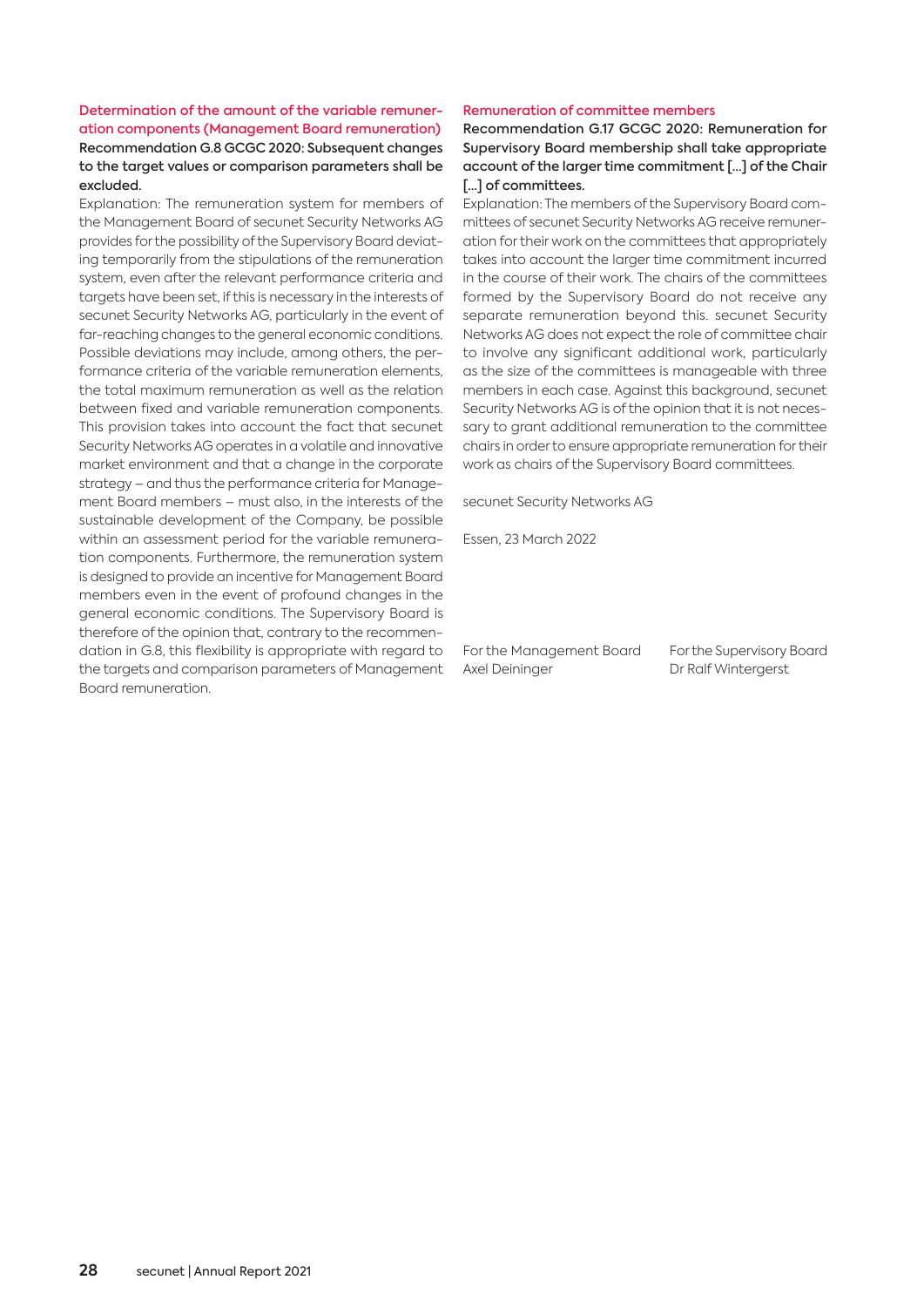### Determination of the amount of the variable remuneration components (Management Board remuneration)

**Recommendation G.8 GCGC 2020: Subsequent changes to the target values or comparison parameters shall be excluded.**

Explanation: The remuneration system for members of the Management Board of secunet Security Networks AG provides for the possibility of the Supervisory Board deviating temporarily from the stipulations of the remuneration system, even after the relevant performance criteria and targets have been set, if this is necessary in the interests of secunet Security Networks AG, particularly in the event of far-reaching changes to the general economic conditions. Possible deviations may include, among others, the performance criteria of the variable remuneration elements, the total maximum remuneration as well as the relation between fixed and variable remuneration components. This provision takes into account the fact that secunet Security Networks AG operates in a volatile and innovative market environment and that a change in the corporate strategy – and thus the performance criteria for Management Board members – must also, in the interests of the sustainable development of the Company, be possible within an assessment period for the variable remuneration components. Furthermore, the remuneration system is designed to provide an incentive for Management Board members even in the event of profound changes in the general economic conditions. The Supervisory Board is therefore of the opinion that, contrary to the recommendation in G.8, this flexibility is appropriate with regard to the targets and comparison parameters of Management Board remuneration.

### Remuneration of committee members

**Recommendation G.17 GCGC 2020: Remuneration for Supervisory Board membership shall take appropriate account of the larger time commitment [...] of the Chair [...] of committees.**

Explanation: The members of the Supervisory Board committees of secunet Security Networks AG receive remuneration for their work on the committees that appropriately takes into account the larger time commitment incurred in the course of their work. The chairs of the committees formed by the Supervisory Board do not receive any separate remuneration beyond this. secunet Security Networks AG does not expect the role of committee chair to involve any significant additional work, particularly as the size of the committees is manageable with three members in each case. Against this background, secunet Security Networks AG is of the opinion that it is not necessary to grant additional remuneration to the committee chairs in order to ensure appropriate remuneration for their work as chairs of the Supervisory Board committees.

secunet Security Networks AG

Essen, 23 March 2022

For the Management Board
Axel Deininger

For the Supervisory Board
Dr Ralf Wintergerst